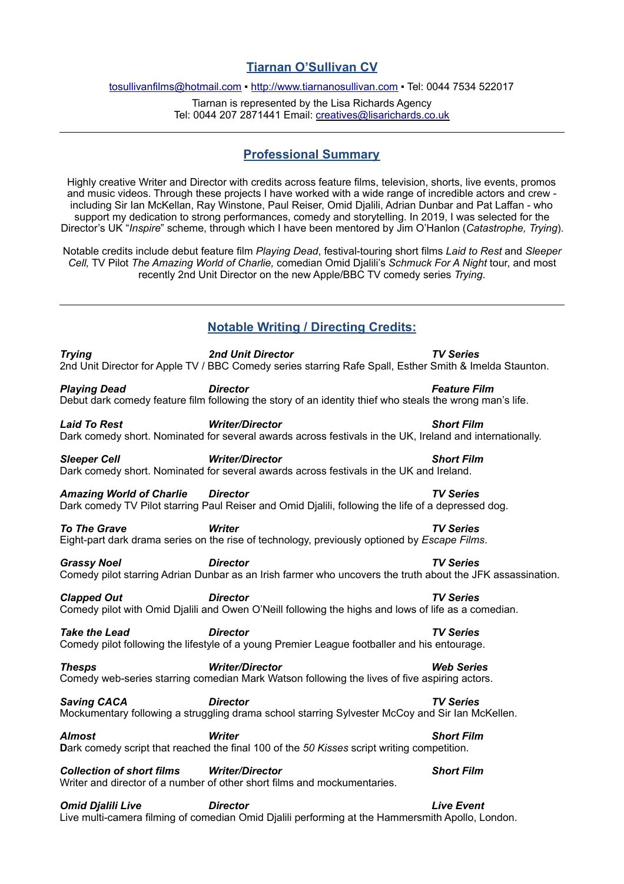# Tiarnan O'Sullivan CV

tosullivanfilms@hotmail.com ▪ http://www.tiarnanosullivan.com ▪ Tel: 0044 7534 522017

Tiarnan is represented by the Lisa Richards Agency
Tel: 0044 207 2871441 Email: creatives@lisarichards.co.uk

---

## Professional Summary

Highly creative Writer and Director with credits across feature films, television, shorts, live events, promos and music videos. Through these projects I have worked with a wide range of incredible actors and crew - including Sir Ian McKellan, Ray Winstone, Paul Reiser, Omid Djalili, Adrian Dunbar and Pat Laffan - who support my dedication to strong performances, comedy and storytelling. In 2019, I was selected for the Director's UK "*Inspire*" scheme, through which I have been mentored by Jim O'Hanlon (*Catastrophe, Trying*).

Notable credits include debut feature film *Playing Dead*, festival-touring short films *Laid to Rest* and *Sleeper Cell,* TV Pilot *The Amazing World of Charlie,* comedian Omid Djalili's *Schmuck For A Night* tour, and most recently 2nd Unit Director on the new Apple/BBC TV comedy series *Trying*.

---

## Notable Writing / Directing Credits:

***Trying*** — ***2nd Unit Director*** — ***TV Series***
2nd Unit Director for Apple TV / BBC Comedy series starring Rafe Spall, Esther Smith & Imelda Staunton.

***Playing Dead*** — ***Director*** — ***Feature Film***
Debut dark comedy feature film following the story of an identity thief who steals the wrong man's life.

***Laid To Rest*** — ***Writer/Director*** — ***Short Film***
Dark comedy short. Nominated for several awards across festivals in the UK, Ireland and internationally.

***Sleeper Cell*** — ***Writer/Director*** — ***Short Film***
Dark comedy short. Nominated for several awards across festivals in the UK and Ireland.

***Amazing World of Charlie*** — ***Director*** — ***TV Series***
Dark comedy TV Pilot starring Paul Reiser and Omid Djalili, following the life of a depressed dog.

***To The Grave*** — ***Writer*** — ***TV Series***
Eight-part dark drama series on the rise of technology, previously optioned by *Escape Films*.

***Grassy Noel*** — ***Director*** — ***TV Series***
Comedy pilot starring Adrian Dunbar as an Irish farmer who uncovers the truth about the JFK assassination.

***Clapped Out*** — ***Director*** — ***TV Series***
Comedy pilot with Omid Djalili and Owen O'Neill following the highs and lows of life as a comedian.

***Take the Lead*** — ***Director*** — ***TV Series***
Comedy pilot following the lifestyle of a young Premier League footballer and his entourage.

***Thesps*** — ***Writer/Director*** — ***Web Series***
Comedy web-series starring comedian Mark Watson following the lives of five aspiring actors.

***Saving CACA*** — ***Director*** — ***TV Series***
Mockumentary following a struggling drama school starring Sylvester McCoy and Sir Ian McKellen.

***Almost*** — ***Writer*** — ***Short Film***
**D**ark comedy script that reached the final 100 of the *50 Kisses* script writing competition.

***Collection of short films*** — ***Writer/Director*** — ***Short Film***
Writer and director of a number of other short films and mockumentaries.

***Omid Djalili Live*** — ***Director*** — ***Live Event***
Live multi-camera filming of comedian Omid Djalili performing at the Hammersmith Apollo, London.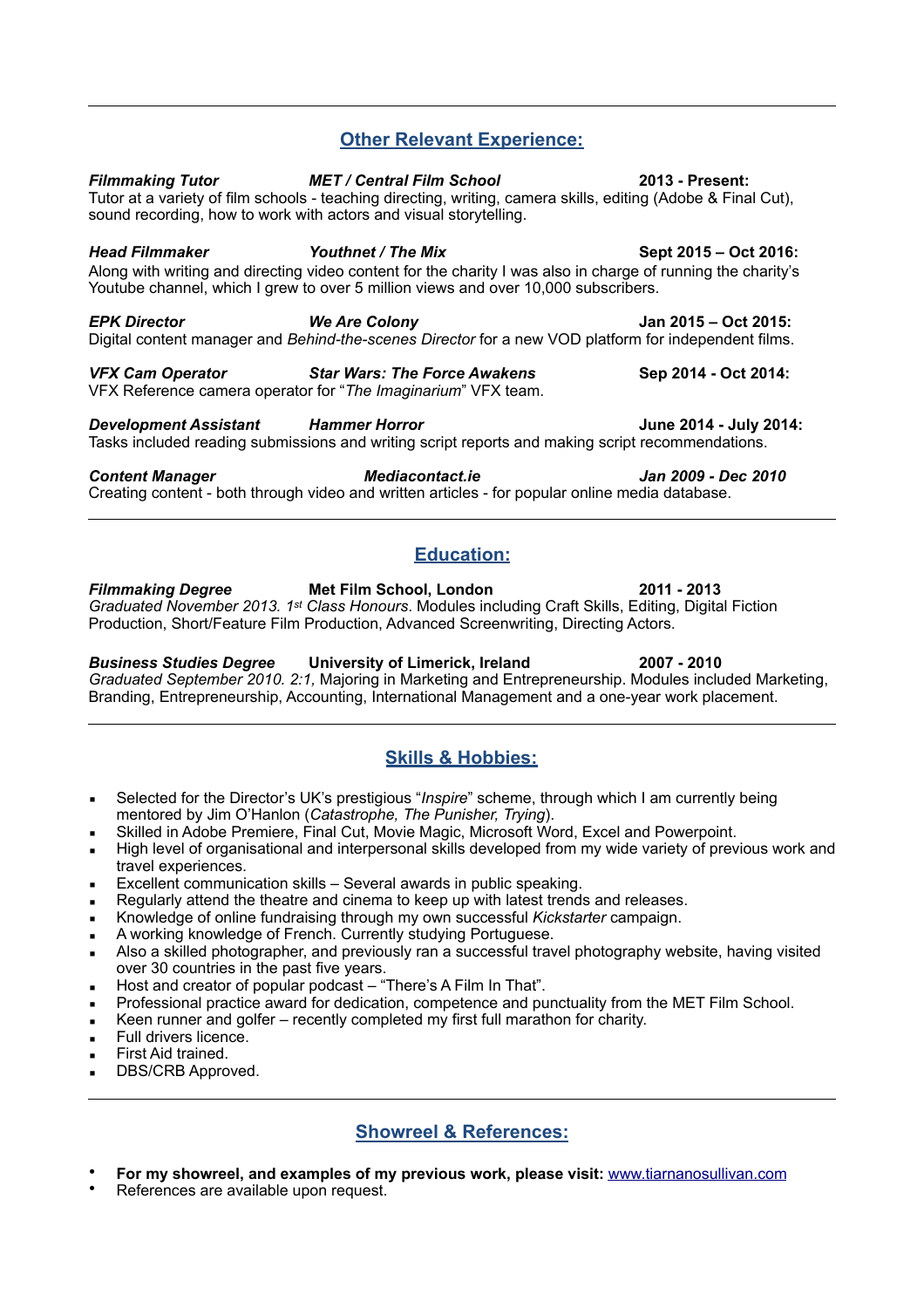## Other Relevant Experience:

***Filmmaking Tutor*** ***MET / Central Film School*** **2013 - Present:**
Tutor at a variety of film schools - teaching directing, writing, camera skills, editing (Adobe & Final Cut), sound recording, how to work with actors and visual storytelling.

***Head Filmmaker*** ***Youthnet / The Mix*** **Sept 2015 – Oct 2016:**
Along with writing and directing video content for the charity I was also in charge of running the charity's Youtube channel, which I grew to over 5 million views and over 10,000 subscribers.

***EPK Director*** ***We Are Colony*** **Jan 2015 – Oct 2015:**
Digital content manager and *Behind-the-scenes Director* for a new VOD platform for independent films.

***VFX Cam Operator*** ***Star Wars: The Force Awakens*** **Sep 2014 - Oct 2014:**
VFX Reference camera operator for "*The Imaginarium*" VFX team.

***Development Assistant*** ***Hammer Horror*** **June 2014 - July 2014:**
Tasks included reading submissions and writing script reports and making script recommendations.

***Content Manager*** ***Mediacontact.ie*** ***Jan 2009 - Dec 2010***
Creating content - both through video and written articles - for popular online media database.

## Education:

***Filmmaking Degree*** **Met Film School, London** **2011 - 2013**
*Graduated November 2013. 1st Class Honours*. Modules including Craft Skills, Editing, Digital Fiction Production, Short/Feature Film Production, Advanced Screenwriting, Directing Actors.

***Business Studies Degree*** **University of Limerick, Ireland** **2007 - 2010**
*Graduated September 2010. 2:1,* Majoring in Marketing and Entrepreneurship. Modules included Marketing, Branding, Entrepreneurship, Accounting, International Management and a one-year work placement.

## Skills & Hobbies:

- Selected for the Director's UK's prestigious "*Inspire*" scheme, through which I am currently being mentored by Jim O'Hanlon (*Catastrophe, The Punisher, Trying*).
- Skilled in Adobe Premiere, Final Cut, Movie Magic, Microsoft Word, Excel and Powerpoint.
- High level of organisational and interpersonal skills developed from my wide variety of previous work and travel experiences.
- Excellent communication skills – Several awards in public speaking.
- Regularly attend the theatre and cinema to keep up with latest trends and releases.
- Knowledge of online fundraising through my own successful *Kickstarter* campaign.
- A working knowledge of French. Currently studying Portuguese.
- Also a skilled photographer, and previously ran a successful travel photography website, having visited over 30 countries in the past five years.
- Host and creator of popular podcast – "There's A Film In That".
- Professional practice award for dedication, competence and punctuality from the MET Film School.
- Keen runner and golfer – recently completed my first full marathon for charity.
- Full drivers licence.
- First Aid trained.
- DBS/CRB Approved.

## Showreel & References:

- **For my showreel, and examples of my previous work, please visit:** www.tiarnanosullivan.com
- References are available upon request.